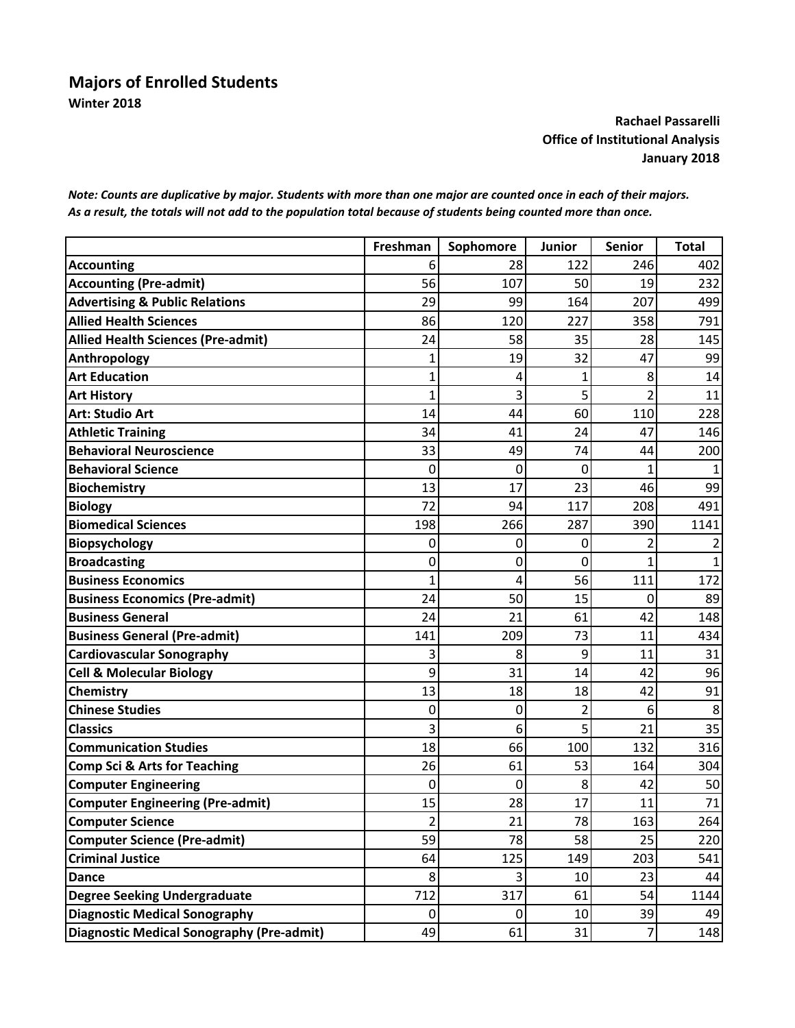# Majors of Enrolled Students

**Winter 2018**

**Rachael Passarelli**
**Office of Institutional Analysis**
**January 2018**

***Note: Counts are duplicative by major. Students with more than one major are counted once in each of their majors. As a result, the totals will not add to the population total because of students being counted more than once.***

| | Freshman | Sophomore | Junior | Senior | Total |
|---|---|---|---|---|---|
| **Accounting** | 6 | 28 | 122 | 246 | 402 |
| **Accounting (Pre-admit)** | 56 | 107 | 50 | 19 | 232 |
| **Advertising & Public Relations** | 29 | 99 | 164 | 207 | 499 |
| **Allied Health Sciences** | 86 | 120 | 227 | 358 | 791 |
| **Allied Health Sciences (Pre-admit)** | 24 | 58 | 35 | 28 | 145 |
| **Anthropology** | 1 | 19 | 32 | 47 | 99 |
| **Art Education** | 1 | 4 | 1 | 8 | 14 |
| **Art History** | 1 | 3 | 5 | 2 | 11 |
| **Art: Studio Art** | 14 | 44 | 60 | 110 | 228 |
| **Athletic Training** | 34 | 41 | 24 | 47 | 146 |
| **Behavioral Neuroscience** | 33 | 49 | 74 | 44 | 200 |
| **Behavioral Science** | 0 | 0 | 0 | 1 | 1 |
| **Biochemistry** | 13 | 17 | 23 | 46 | 99 |
| **Biology** | 72 | 94 | 117 | 208 | 491 |
| **Biomedical Sciences** | 198 | 266 | 287 | 390 | 1141 |
| **Biopsychology** | 0 | 0 | 0 | 2 | 2 |
| **Broadcasting** | 0 | 0 | 0 | 1 | 1 |
| **Business Economics** | 1 | 4 | 56 | 111 | 172 |
| **Business Economics (Pre-admit)** | 24 | 50 | 15 | 0 | 89 |
| **Business General** | 24 | 21 | 61 | 42 | 148 |
| **Business General (Pre-admit)** | 141 | 209 | 73 | 11 | 434 |
| **Cardiovascular Sonography** | 3 | 8 | 9 | 11 | 31 |
| **Cell & Molecular Biology** | 9 | 31 | 14 | 42 | 96 |
| **Chemistry** | 13 | 18 | 18 | 42 | 91 |
| **Chinese Studies** | 0 | 0 | 2 | 6 | 8 |
| **Classics** | 3 | 6 | 5 | 21 | 35 |
| **Communication Studies** | 18 | 66 | 100 | 132 | 316 |
| **Comp Sci & Arts for Teaching** | 26 | 61 | 53 | 164 | 304 |
| **Computer Engineering** | 0 | 0 | 8 | 42 | 50 |
| **Computer Engineering (Pre-admit)** | 15 | 28 | 17 | 11 | 71 |
| **Computer Science** | 2 | 21 | 78 | 163 | 264 |
| **Computer Science (Pre-admit)** | 59 | 78 | 58 | 25 | 220 |
| **Criminal Justice** | 64 | 125 | 149 | 203 | 541 |
| **Dance** | 8 | 3 | 10 | 23 | 44 |
| **Degree Seeking Undergraduate** | 712 | 317 | 61 | 54 | 1144 |
| **Diagnostic Medical Sonography** | 0 | 0 | 10 | 39 | 49 |
| **Diagnostic Medical Sonography (Pre-admit)** | 49 | 61 | 31 | 7 | 148 |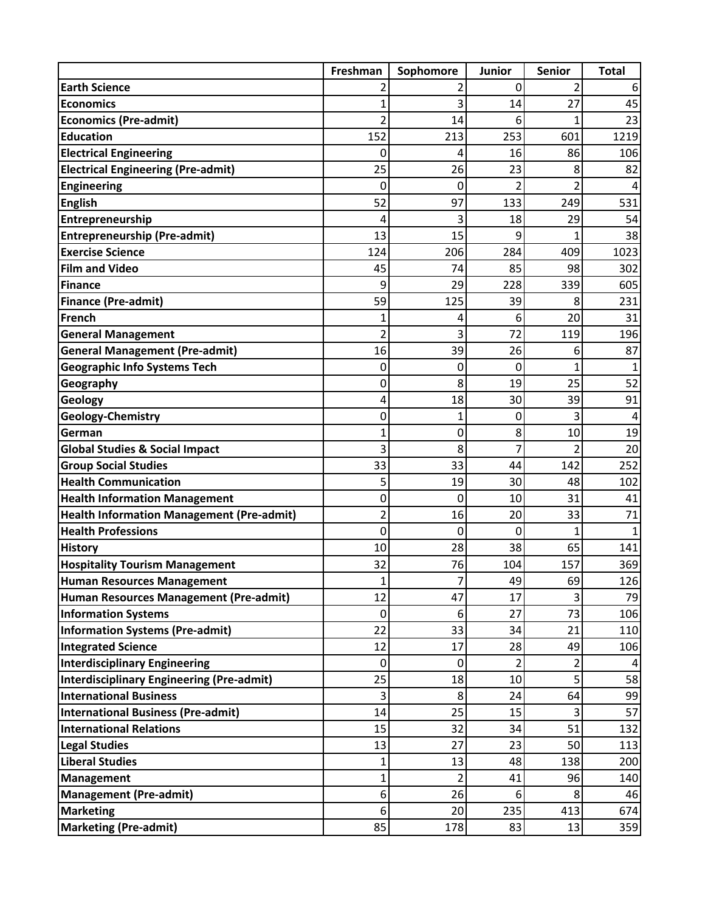| | Freshman | Sophomore | Junior | Senior | Total |
|---|---|---|---|---|---|
| **Earth Science** | 2 | 2 | 0 | 2 | 6 |
| **Economics** | 1 | 3 | 14 | 27 | 45 |
| **Economics (Pre-admit)** | 2 | 14 | 6 | 1 | 23 |
| **Education** | 152 | 213 | 253 | 601 | 1219 |
| **Electrical Engineering** | 0 | 4 | 16 | 86 | 106 |
| **Electrical Engineering (Pre-admit)** | 25 | 26 | 23 | 8 | 82 |
| **Engineering** | 0 | 0 | 2 | 2 | 4 |
| **English** | 52 | 97 | 133 | 249 | 531 |
| **Entrepreneurship** | 4 | 3 | 18 | 29 | 54 |
| **Entrepreneurship (Pre-admit)** | 13 | 15 | 9 | 1 | 38 |
| **Exercise Science** | 124 | 206 | 284 | 409 | 1023 |
| **Film and Video** | 45 | 74 | 85 | 98 | 302 |
| **Finance** | 9 | 29 | 228 | 339 | 605 |
| **Finance (Pre-admit)** | 59 | 125 | 39 | 8 | 231 |
| **French** | 1 | 4 | 6 | 20 | 31 |
| **General Management** | 2 | 3 | 72 | 119 | 196 |
| **General Management (Pre-admit)** | 16 | 39 | 26 | 6 | 87 |
| **Geographic Info Systems Tech** | 0 | 0 | 0 | 1 | 1 |
| **Geography** | 0 | 8 | 19 | 25 | 52 |
| **Geology** | 4 | 18 | 30 | 39 | 91 |
| **Geology-Chemistry** | 0 | 1 | 0 | 3 | 4 |
| **German** | 1 | 0 | 8 | 10 | 19 |
| **Global Studies & Social Impact** | 3 | 8 | 7 | 2 | 20 |
| **Group Social Studies** | 33 | 33 | 44 | 142 | 252 |
| **Health Communication** | 5 | 19 | 30 | 48 | 102 |
| **Health Information Management** | 0 | 0 | 10 | 31 | 41 |
| **Health Information Management (Pre-admit)** | 2 | 16 | 20 | 33 | 71 |
| **Health Professions** | 0 | 0 | 0 | 1 | 1 |
| **History** | 10 | 28 | 38 | 65 | 141 |
| **Hospitality Tourism Management** | 32 | 76 | 104 | 157 | 369 |
| **Human Resources Management** | 1 | 7 | 49 | 69 | 126 |
| **Human Resources Management (Pre-admit)** | 12 | 47 | 17 | 3 | 79 |
| **Information Systems** | 0 | 6 | 27 | 73 | 106 |
| **Information Systems (Pre-admit)** | 22 | 33 | 34 | 21 | 110 |
| **Integrated Science** | 12 | 17 | 28 | 49 | 106 |
| **Interdisciplinary Engineering** | 0 | 0 | 2 | 2 | 4 |
| **Interdisciplinary Engineering (Pre-admit)** | 25 | 18 | 10 | 5 | 58 |
| **International Business** | 3 | 8 | 24 | 64 | 99 |
| **International Business (Pre-admit)** | 14 | 25 | 15 | 3 | 57 |
| **International Relations** | 15 | 32 | 34 | 51 | 132 |
| **Legal Studies** | 13 | 27 | 23 | 50 | 113 |
| **Liberal Studies** | 1 | 13 | 48 | 138 | 200 |
| **Management** | 1 | 2 | 41 | 96 | 140 |
| **Management (Pre-admit)** | 6 | 26 | 6 | 8 | 46 |
| **Marketing** | 6 | 20 | 235 | 413 | 674 |
| **Marketing (Pre-admit)** | 85 | 178 | 83 | 13 | 359 |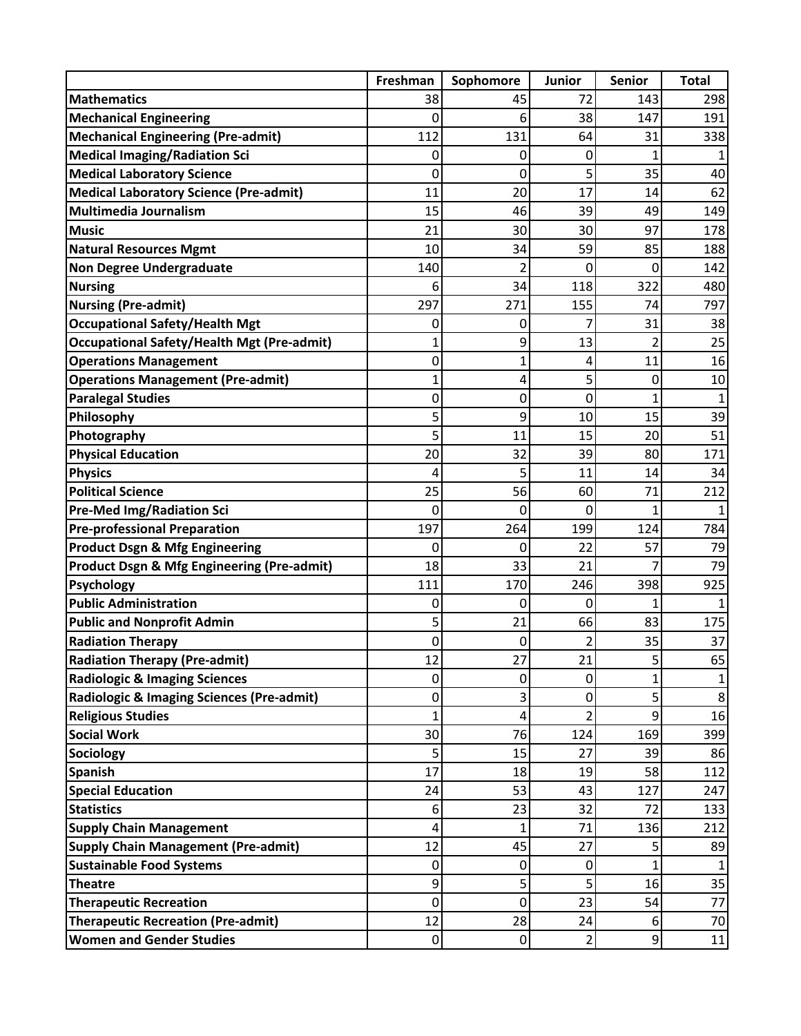| | Freshman | Sophomore | Junior | Senior | Total |
|---|---|---|---|---|---|
| **Mathematics** | 38 | 45 | 72 | 143 | 298 |
| **Mechanical Engineering** | 0 | 6 | 38 | 147 | 191 |
| **Mechanical Engineering (Pre-admit)** | 112 | 131 | 64 | 31 | 338 |
| **Medical Imaging/Radiation Sci** | 0 | 0 | 0 | 1 | 1 |
| **Medical Laboratory Science** | 0 | 0 | 5 | 35 | 40 |
| **Medical Laboratory Science (Pre-admit)** | 11 | 20 | 17 | 14 | 62 |
| **Multimedia Journalism** | 15 | 46 | 39 | 49 | 149 |
| **Music** | 21 | 30 | 30 | 97 | 178 |
| **Natural Resources Mgmt** | 10 | 34 | 59 | 85 | 188 |
| **Non Degree Undergraduate** | 140 | 2 | 0 | 0 | 142 |
| **Nursing** | 6 | 34 | 118 | 322 | 480 |
| **Nursing (Pre-admit)** | 297 | 271 | 155 | 74 | 797 |
| **Occupational Safety/Health Mgt** | 0 | 0 | 7 | 31 | 38 |
| **Occupational Safety/Health Mgt (Pre-admit)** | 1 | 9 | 13 | 2 | 25 |
| **Operations Management** | 0 | 1 | 4 | 11 | 16 |
| **Operations Management (Pre-admit)** | 1 | 4 | 5 | 0 | 10 |
| **Paralegal Studies** | 0 | 0 | 0 | 1 | 1 |
| **Philosophy** | 5 | 9 | 10 | 15 | 39 |
| **Photography** | 5 | 11 | 15 | 20 | 51 |
| **Physical Education** | 20 | 32 | 39 | 80 | 171 |
| **Physics** | 4 | 5 | 11 | 14 | 34 |
| **Political Science** | 25 | 56 | 60 | 71 | 212 |
| **Pre-Med Img/Radiation Sci** | 0 | 0 | 0 | 1 | 1 |
| **Pre-professional Preparation** | 197 | 264 | 199 | 124 | 784 |
| **Product Dsgn & Mfg Engineering** | 0 | 0 | 22 | 57 | 79 |
| **Product Dsgn & Mfg Engineering (Pre-admit)** | 18 | 33 | 21 | 7 | 79 |
| **Psychology** | 111 | 170 | 246 | 398 | 925 |
| **Public Administration** | 0 | 0 | 0 | 1 | 1 |
| **Public and Nonprofit Admin** | 5 | 21 | 66 | 83 | 175 |
| **Radiation Therapy** | 0 | 0 | 2 | 35 | 37 |
| **Radiation Therapy (Pre-admit)** | 12 | 27 | 21 | 5 | 65 |
| **Radiologic & Imaging Sciences** | 0 | 0 | 0 | 1 | 1 |
| **Radiologic & Imaging Sciences (Pre-admit)** | 0 | 3 | 0 | 5 | 8 |
| **Religious Studies** | 1 | 4 | 2 | 9 | 16 |
| **Social Work** | 30 | 76 | 124 | 169 | 399 |
| **Sociology** | 5 | 15 | 27 | 39 | 86 |
| **Spanish** | 17 | 18 | 19 | 58 | 112 |
| **Special Education** | 24 | 53 | 43 | 127 | 247 |
| **Statistics** | 6 | 23 | 32 | 72 | 133 |
| **Supply Chain Management** | 4 | 1 | 71 | 136 | 212 |
| **Supply Chain Management (Pre-admit)** | 12 | 45 | 27 | 5 | 89 |
| **Sustainable Food Systems** | 0 | 0 | 0 | 1 | 1 |
| **Theatre** | 9 | 5 | 5 | 16 | 35 |
| **Therapeutic Recreation** | 0 | 0 | 23 | 54 | 77 |
| **Therapeutic Recreation (Pre-admit)** | 12 | 28 | 24 | 6 | 70 |
| **Women and Gender Studies** | 0 | 0 | 2 | 9 | 11 |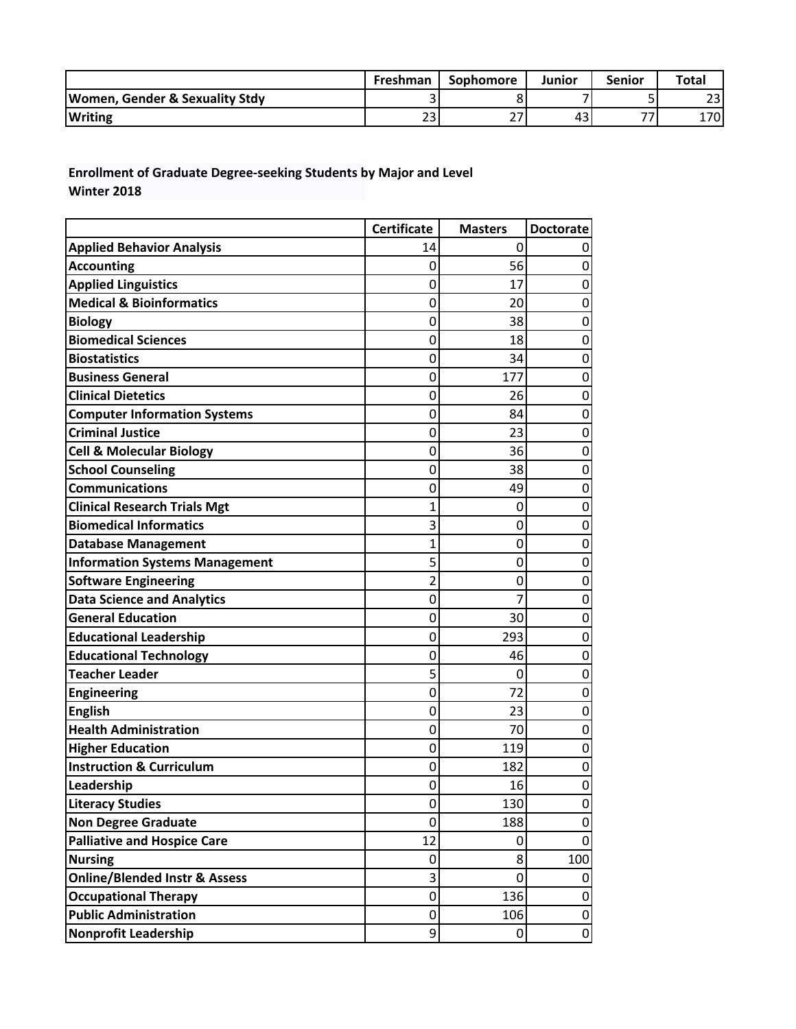| | Freshman | Sophomore | Junior | Senior | Total |
|---|---|---|---|---|---|
| **Women, Gender & Sexuality Stdy** | 3 | 8 | 7 | 5 | 23 |
| **Writing** | 23 | 27 | 43 | 77 | 170 |

**Enrollment of Graduate Degree-seeking Students by Major and Level**
**Winter 2018**

| | Certificate | Masters | Doctorate |
|---|---|---|---|
| **Applied Behavior Analysis** | 14 | 0 | 0 |
| **Accounting** | 0 | 56 | 0 |
| **Applied Linguistics** | 0 | 17 | 0 |
| **Medical & Bioinformatics** | 0 | 20 | 0 |
| **Biology** | 0 | 38 | 0 |
| **Biomedical Sciences** | 0 | 18 | 0 |
| **Biostatistics** | 0 | 34 | 0 |
| **Business General** | 0 | 177 | 0 |
| **Clinical Dietetics** | 0 | 26 | 0 |
| **Computer Information Systems** | 0 | 84 | 0 |
| **Criminal Justice** | 0 | 23 | 0 |
| **Cell & Molecular Biology** | 0 | 36 | 0 |
| **School Counseling** | 0 | 38 | 0 |
| **Communications** | 0 | 49 | 0 |
| **Clinical Research Trials Mgt** | 1 | 0 | 0 |
| **Biomedical Informatics** | 3 | 0 | 0 |
| **Database Management** | 1 | 0 | 0 |
| **Information Systems Management** | 5 | 0 | 0 |
| **Software Engineering** | 2 | 0 | 0 |
| **Data Science and Analytics** | 0 | 7 | 0 |
| **General Education** | 0 | 30 | 0 |
| **Educational Leadership** | 0 | 293 | 0 |
| **Educational Technology** | 0 | 46 | 0 |
| **Teacher Leader** | 5 | 0 | 0 |
| **Engineering** | 0 | 72 | 0 |
| **English** | 0 | 23 | 0 |
| **Health Administration** | 0 | 70 | 0 |
| **Higher Education** | 0 | 119 | 0 |
| **Instruction & Curriculum** | 0 | 182 | 0 |
| **Leadership** | 0 | 16 | 0 |
| **Literacy Studies** | 0 | 130 | 0 |
| **Non Degree Graduate** | 0 | 188 | 0 |
| **Palliative and Hospice Care** | 12 | 0 | 0 |
| **Nursing** | 0 | 8 | 100 |
| **Online/Blended Instr & Assess** | 3 | 0 | 0 |
| **Occupational Therapy** | 0 | 136 | 0 |
| **Public Administration** | 0 | 106 | 0 |
| **Nonprofit Leadership** | 9 | 0 | 0 |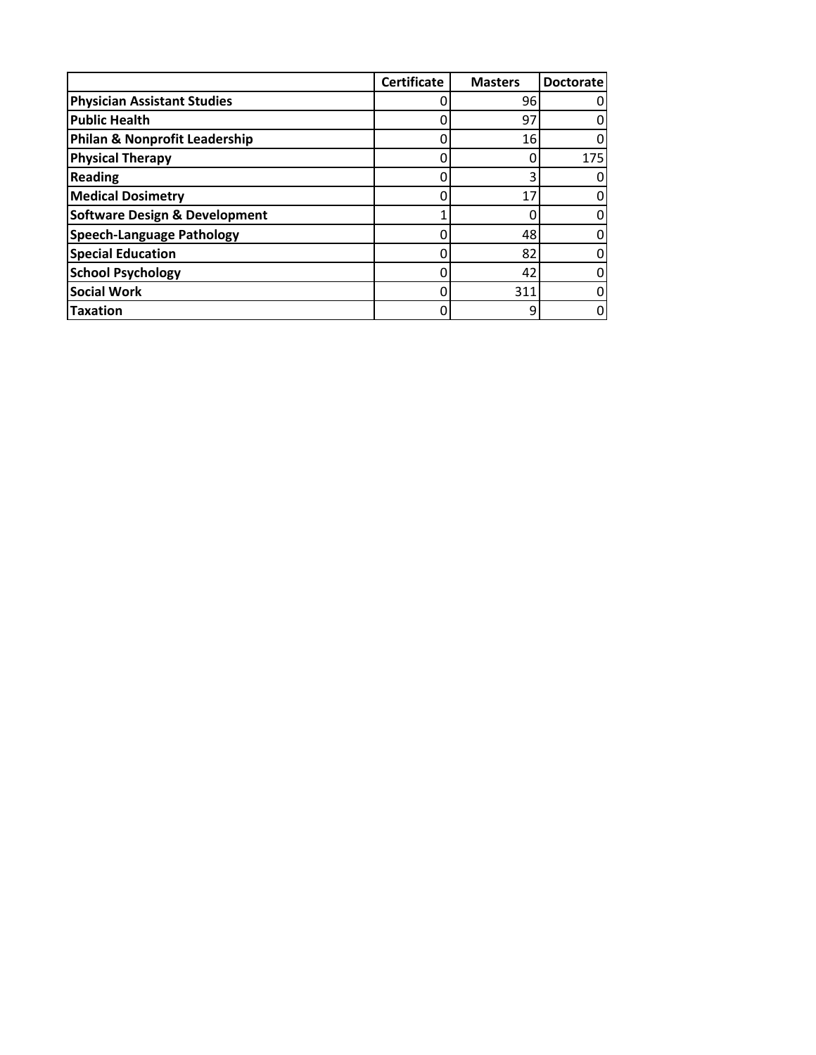| | Certificate | Masters | Doctorate |
|---|---|---|---|
| **Physician Assistant Studies** | 0 | 96 | 0 |
| **Public Health** | 0 | 97 | 0 |
| **Philan & Nonprofit Leadership** | 0 | 16 | 0 |
| **Physical Therapy** | 0 | 0 | 175 |
| **Reading** | 0 | 3 | 0 |
| **Medical Dosimetry** | 0 | 17 | 0 |
| **Software Design & Development** | 1 | 0 | 0 |
| **Speech-Language Pathology** | 0 | 48 | 0 |
| **Special Education** | 0 | 82 | 0 |
| **School Psychology** | 0 | 42 | 0 |
| **Social Work** | 0 | 311 | 0 |
| **Taxation** | 0 | 9 | 0 |